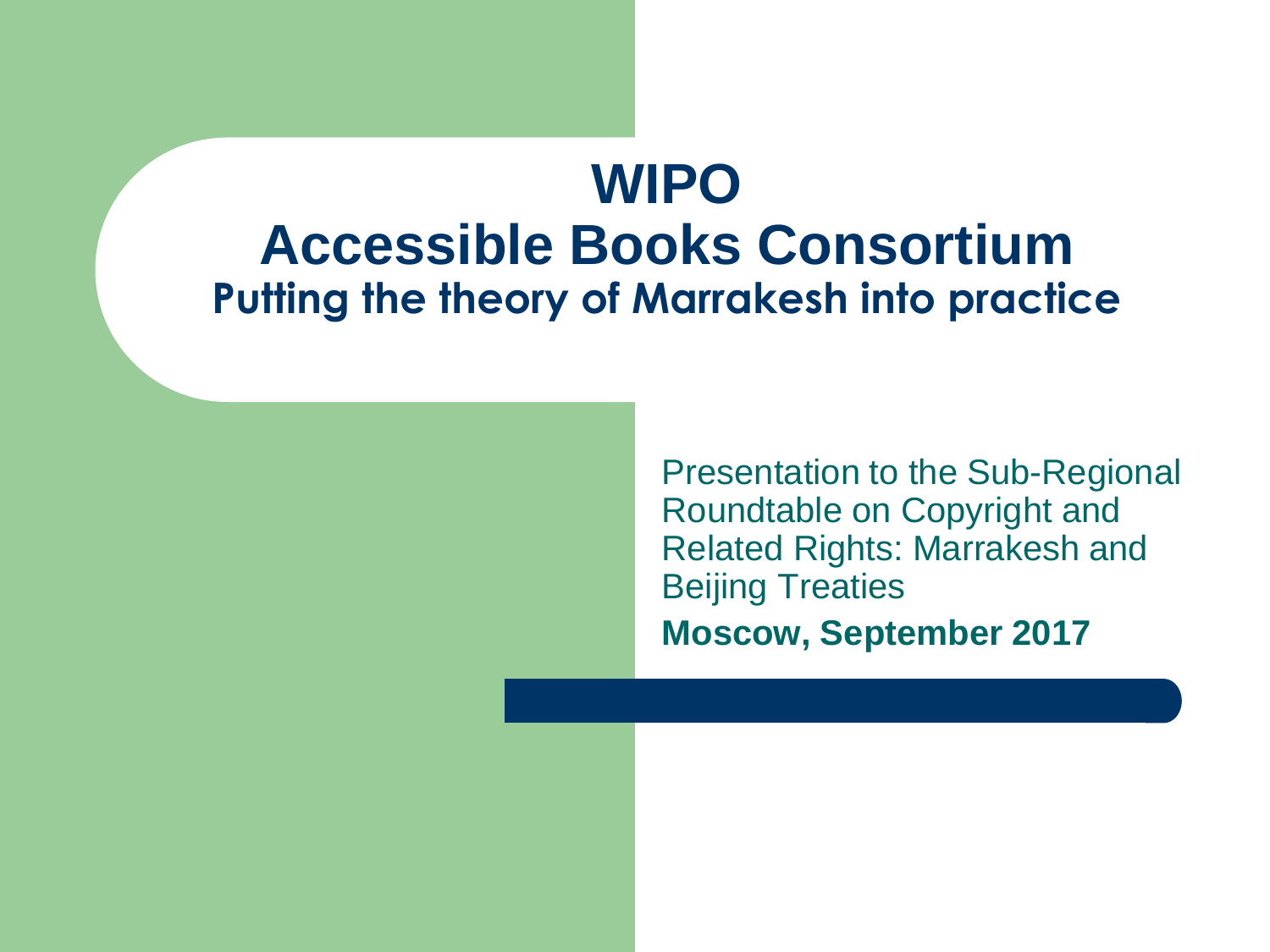# WIPO
# Accessible Books Consortium
## Putting the theory of Marrakesh into practice

Presentation to the Sub-Regional Roundtable on Copyright and Related Rights: Marrakesh and Beijing Treaties

**Moscow, September 2017**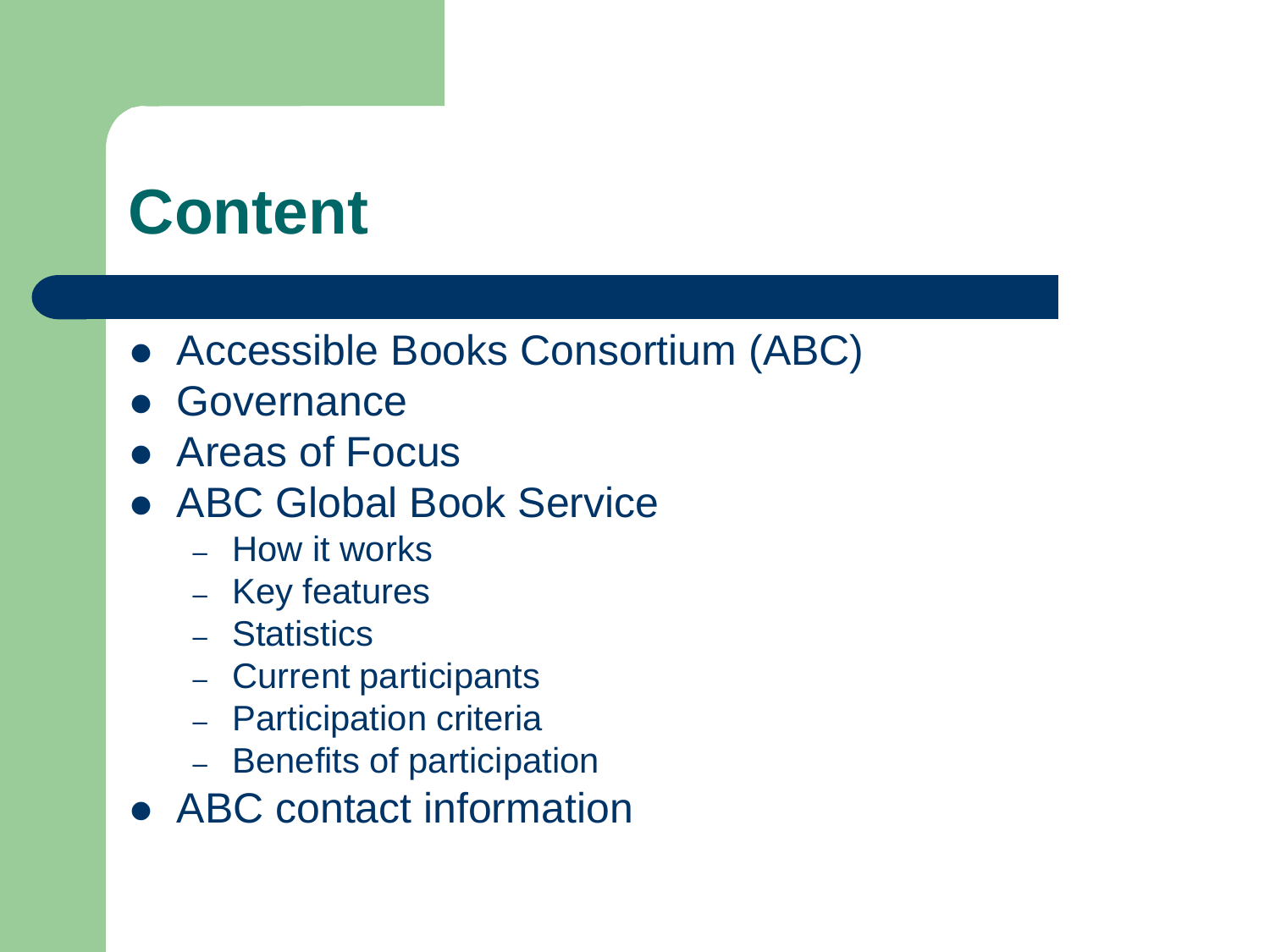# Content

- Accessible Books Consortium (ABC)
- Governance
- Areas of Focus
- ABC Global Book Service
  - How it works
  - Key features
  - Statistics
  - Current participants
  - Participation criteria
  - Benefits of participation
- ABC contact information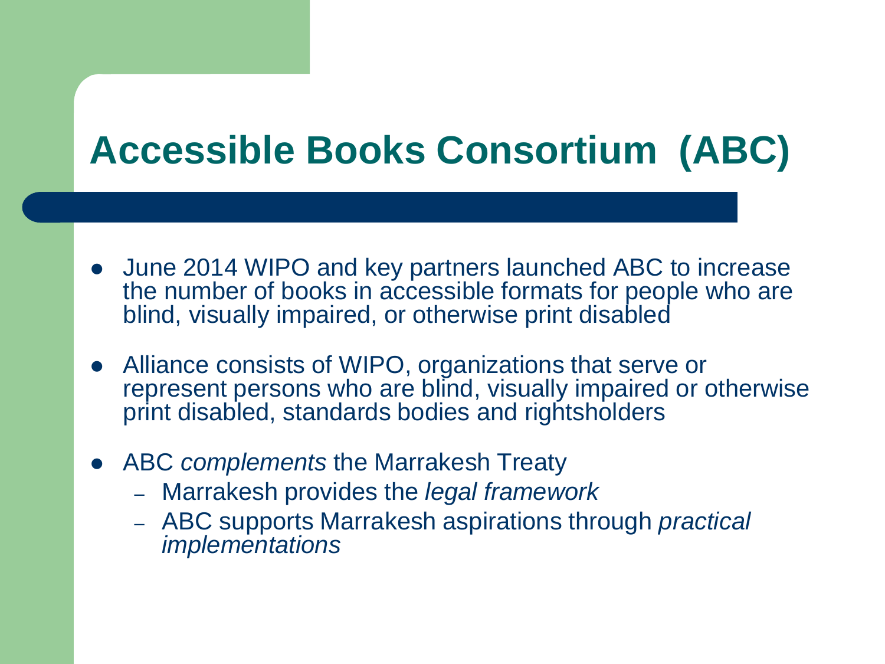# Accessible Books Consortium (ABC)

- June 2014 WIPO and key partners launched ABC to increase the number of books in accessible formats for people who are blind, visually impaired, or otherwise print disabled
- Alliance consists of WIPO, organizations that serve or represent persons who are blind, visually impaired or otherwise print disabled, standards bodies and rightsholders
- ABC *complements* the Marrakesh Treaty
  - Marrakesh provides the *legal framework*
  - ABC supports Marrakesh aspirations through *practical implementations*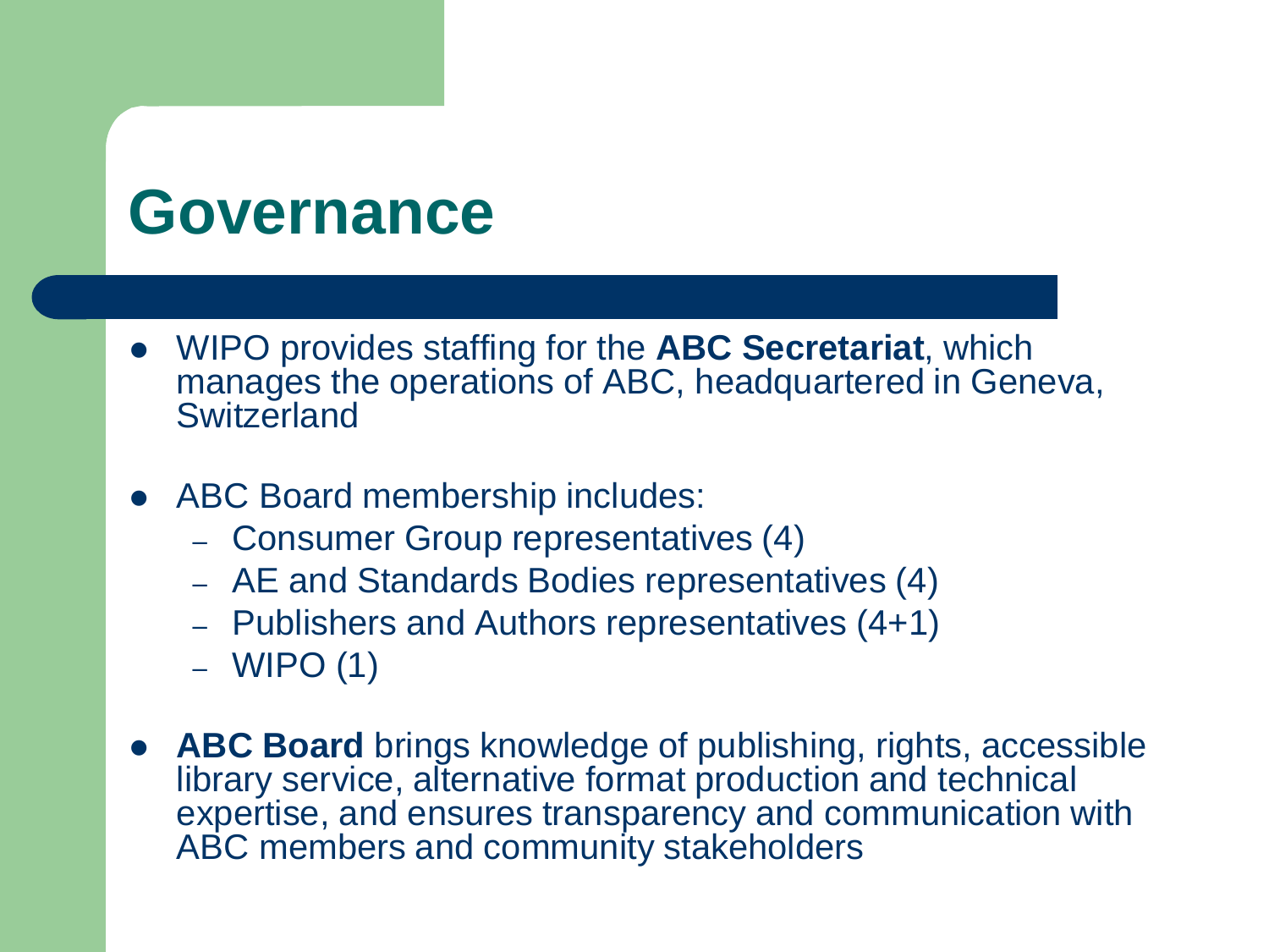# Governance

- WIPO provides staffing for the **ABC Secretariat**, which manages the operations of ABC, headquartered in Geneva, Switzerland

- ABC Board membership includes:
  - Consumer Group representatives (4)
  - AE and Standards Bodies representatives (4)
  - Publishers and Authors representatives (4+1)
  - WIPO (1)

- **ABC Board** brings knowledge of publishing, rights, accessible library service, alternative format production and technical expertise, and ensures transparency and communication with ABC members and community stakeholders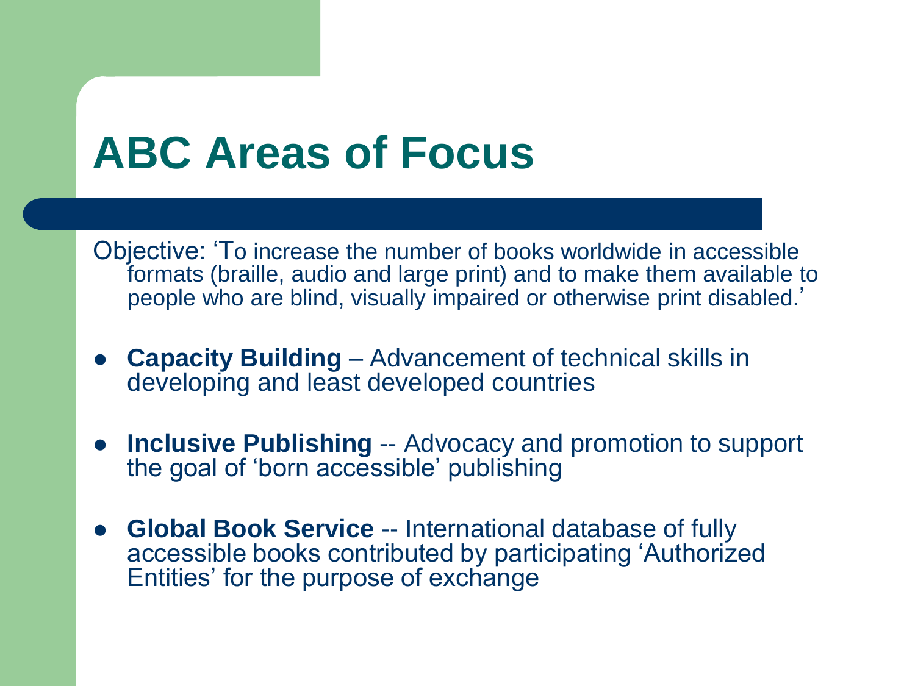# ABC Areas of Focus

Objective: 'To increase the number of books worldwide in accessible formats (braille, audio and large print) and to make them available to people who are blind, visually impaired or otherwise print disabled.'

- **Capacity Building** – Advancement of technical skills in developing and least developed countries
- **Inclusive Publishing** -- Advocacy and promotion to support the goal of 'born accessible' publishing
- **Global Book Service** -- International database of fully accessible books contributed by participating 'Authorized Entities' for the purpose of exchange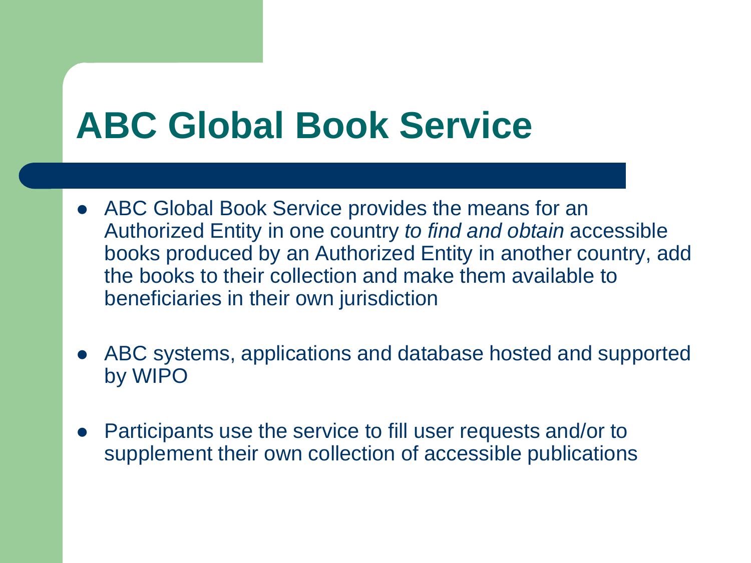# ABC Global Book Service

- ABC Global Book Service provides the means for an Authorized Entity in one country *to find and obtain* accessible books produced by an Authorized Entity in another country, add the books to their collection and make them available to beneficiaries in their own jurisdiction
- ABC systems, applications and database hosted and supported by WIPO
- Participants use the service to fill user requests and/or to supplement their own collection of accessible publications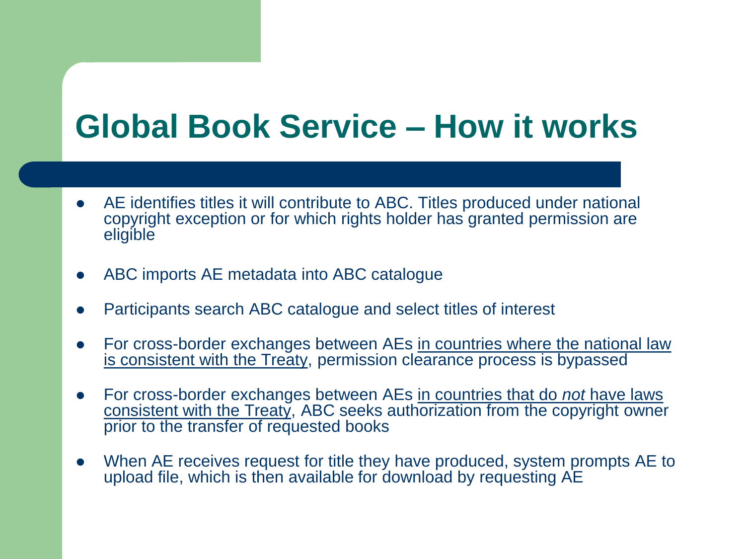# Global Book Service – How it works

- AE identifies titles it will contribute to ABC. Titles produced under national copyright exception or for which rights holder has granted permission are eligible
- ABC imports AE metadata into ABC catalogue
- Participants search ABC catalogue and select titles of interest
- For cross-border exchanges between AEs <u>in countries where the national law is consistent with the Treaty</u>, permission clearance process is bypassed
- For cross-border exchanges between AEs <u>in countries that do *not* have laws consistent with the Treaty</u>, ABC seeks authorization from the copyright owner prior to the transfer of requested books
- When AE receives request for title they have produced, system prompts AE to upload file, which is then available for download by requesting AE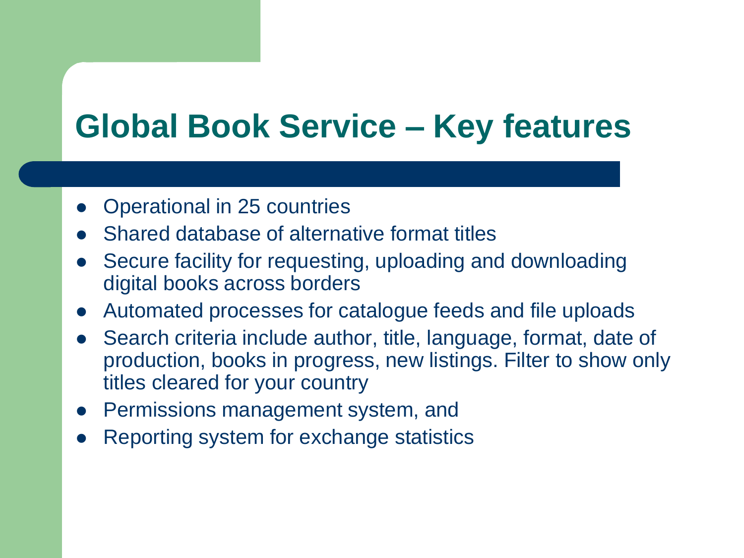# Global Book Service – Key features

- Operational in 25 countries
- Shared database of alternative format titles
- Secure facility for requesting, uploading and downloading digital books across borders
- Automated processes for catalogue feeds and file uploads
- Search criteria include author, title, language, format, date of production, books in progress, new listings. Filter to show only titles cleared for your country
- Permissions management system, and
- Reporting system for exchange statistics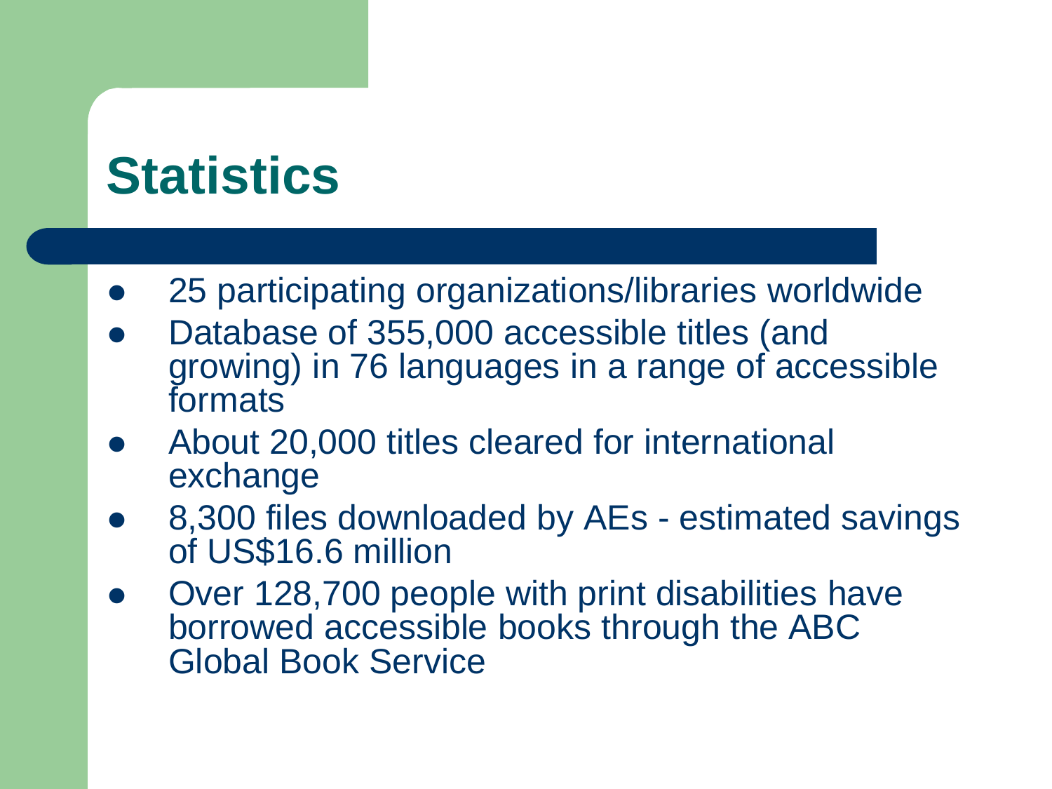# Statistics

- 25 participating organizations/libraries worldwide
- Database of 355,000 accessible titles (and growing) in 76 languages in a range of accessible formats
- About 20,000 titles cleared for international exchange
- 8,300 files downloaded by AEs - estimated savings of US$16.6 million
- Over 128,700 people with print disabilities have borrowed accessible books through the ABC Global Book Service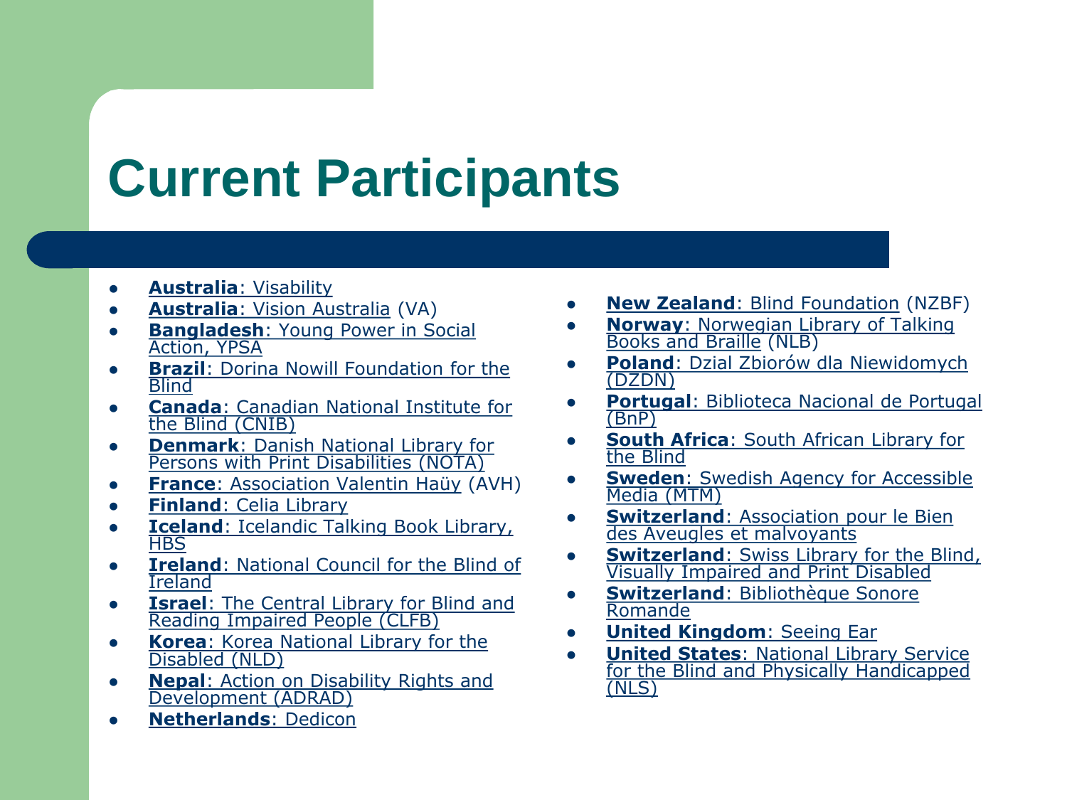# Current Participants

- **Australia**: Visability
- **Australia**: Vision Australia (VA)
- **Bangladesh**: Young Power in Social Action, YPSA
- **Brazil**: Dorina Nowill Foundation for the Blind
- **Canada**: Canadian National Institute for the Blind (CNIB)
- **Denmark**: Danish National Library for Persons with Print Disabilities (NOTA)
- **France**: Association Valentin Haüy (AVH)
- **Finland**: Celia Library
- **Iceland**: Icelandic Talking Book Library, HBS
- **Ireland**: National Council for the Blind of Ireland
- **Israel**: The Central Library for Blind and Reading Impaired People (CLFB)
- **Korea**: Korea National Library for the Disabled (NLD)
- **Nepal**: Action on Disability Rights and Development (ADRAD)
- **Netherlands**: Dedicon
- **New Zealand**: Blind Foundation (NZBF)
- **Norway**: Norwegian Library of Talking Books and Braille (NLB)
- **Poland**: Dzial Zbiorów dla Niewidomych (DZDN)
- **Portugal**: Biblioteca Nacional de Portugal (BnP)
- **South Africa**: South African Library for the Blind
- **Sweden**: Swedish Agency for Accessible Media (MTM)
- **Switzerland**: Association pour le Bien des Aveugles et malvoyants
- **Switzerland**: Swiss Library for the Blind, Visually Impaired and Print Disabled
- **Switzerland**: Bibliothèque Sonore Romande
- **United Kingdom**: Seeing Ear
- **United States**: National Library Service for the Blind and Physically Handicapped (NLS)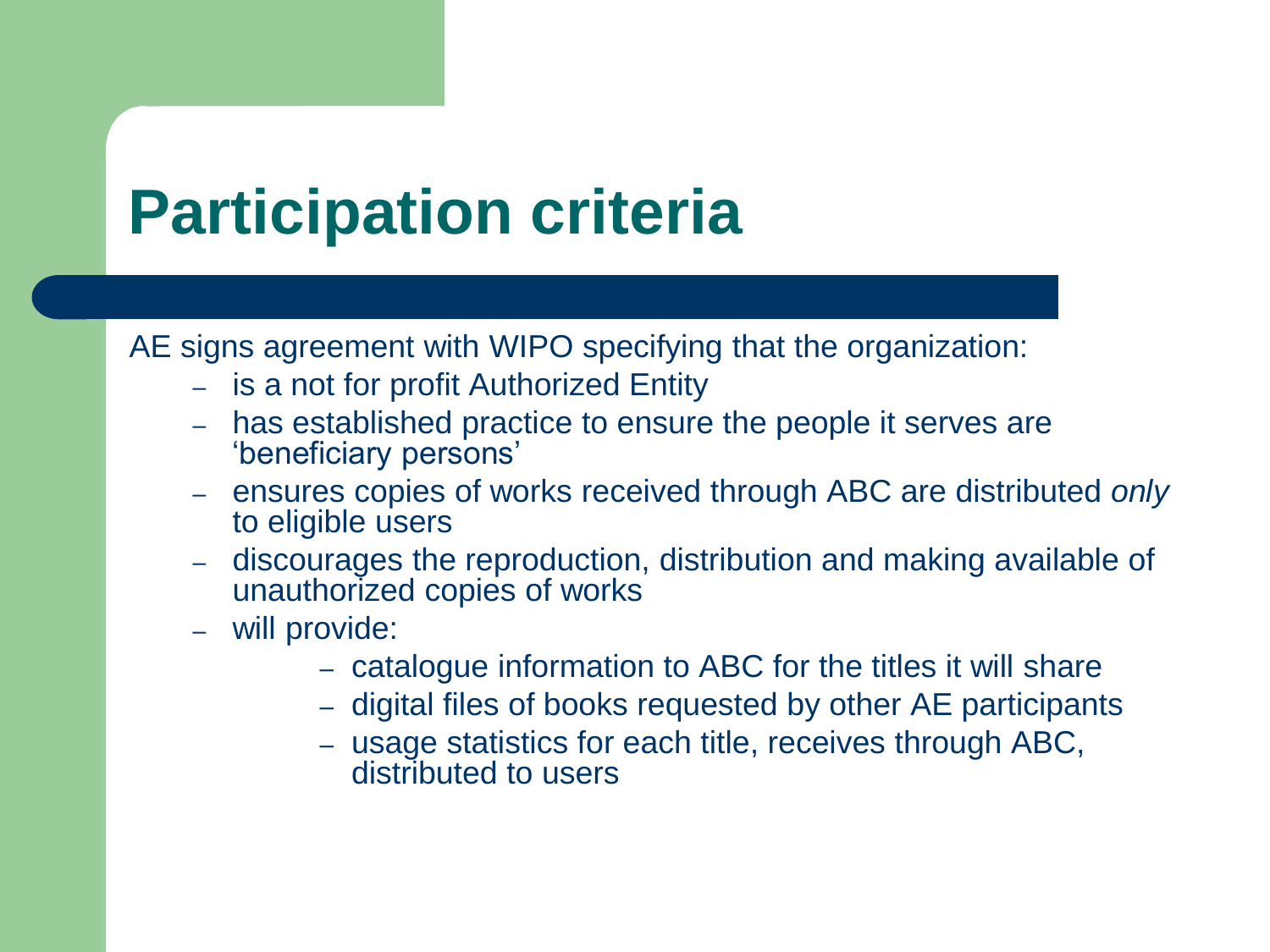# Participation criteria

AE signs agreement with WIPO specifying that the organization:

- is a not for profit Authorized Entity
- has established practice to ensure the people it serves are 'beneficiary persons'
- ensures copies of works received through ABC are distributed *only* to eligible users
- discourages the reproduction, distribution and making available of unauthorized copies of works
- will provide:
  - catalogue information to ABC for the titles it will share
  - digital files of books requested by other AE participants
  - usage statistics for each title, receives through ABC, distributed to users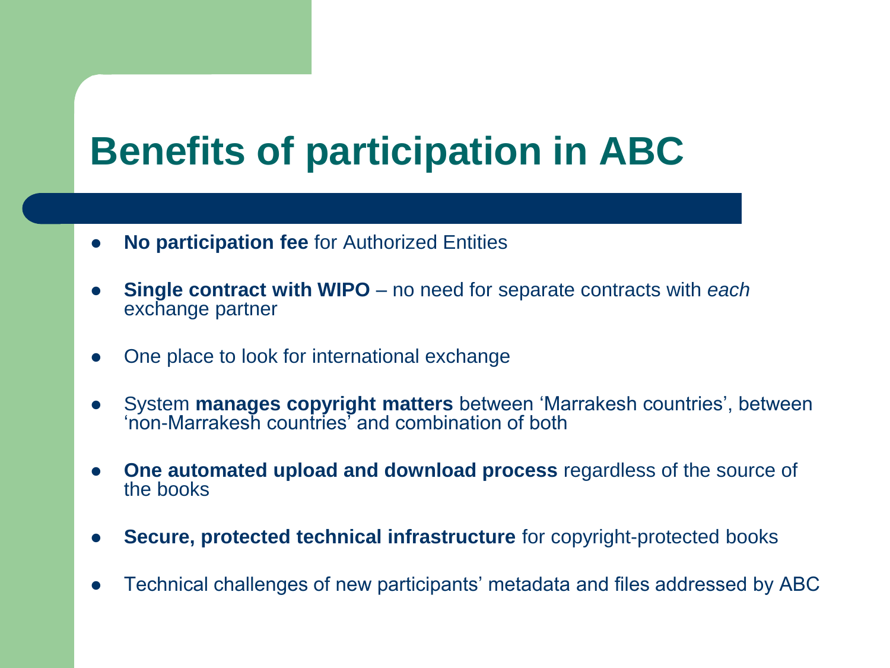# Benefits of participation in ABC

- **No participation fee** for Authorized Entities
- **Single contract with WIPO** – no need for separate contracts with *each* exchange partner
- One place to look for international exchange
- System **manages copyright matters** between 'Marrakesh countries', between 'non-Marrakesh countries' and combination of both
- **One automated upload and download process** regardless of the source of the books
- **Secure, protected technical infrastructure** for copyright-protected books
- Technical challenges of new participants' metadata and files addressed by ABC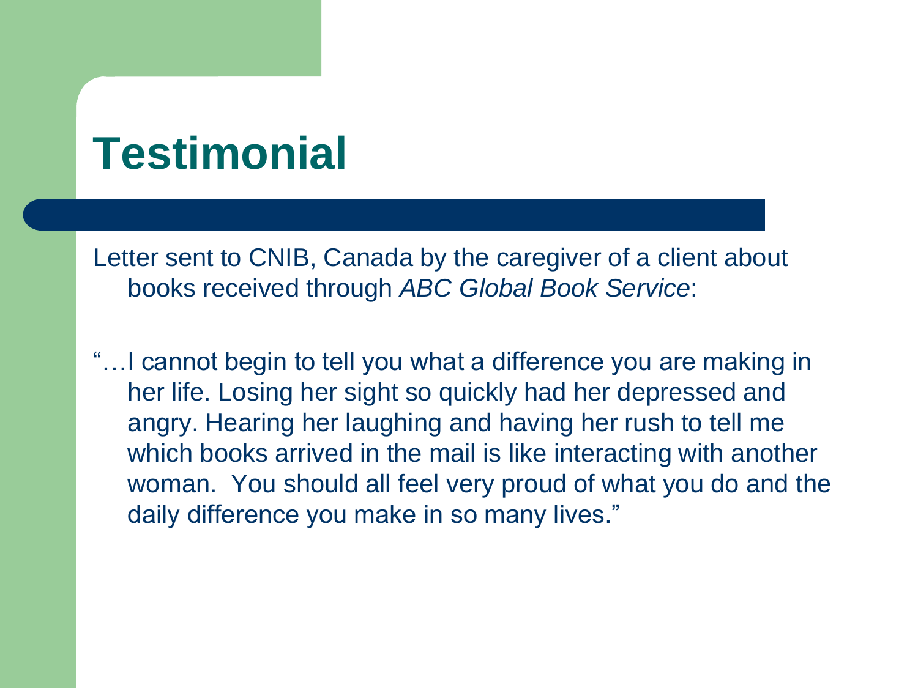# Testimonial

Letter sent to CNIB, Canada by the caregiver of a client about books received through *ABC Global Book Service*:

"…I cannot begin to tell you what a difference you are making in her life. Losing her sight so quickly had her depressed and angry. Hearing her laughing and having her rush to tell me which books arrived in the mail is like interacting with another woman. You should all feel very proud of what you do and the daily difference you make in so many lives."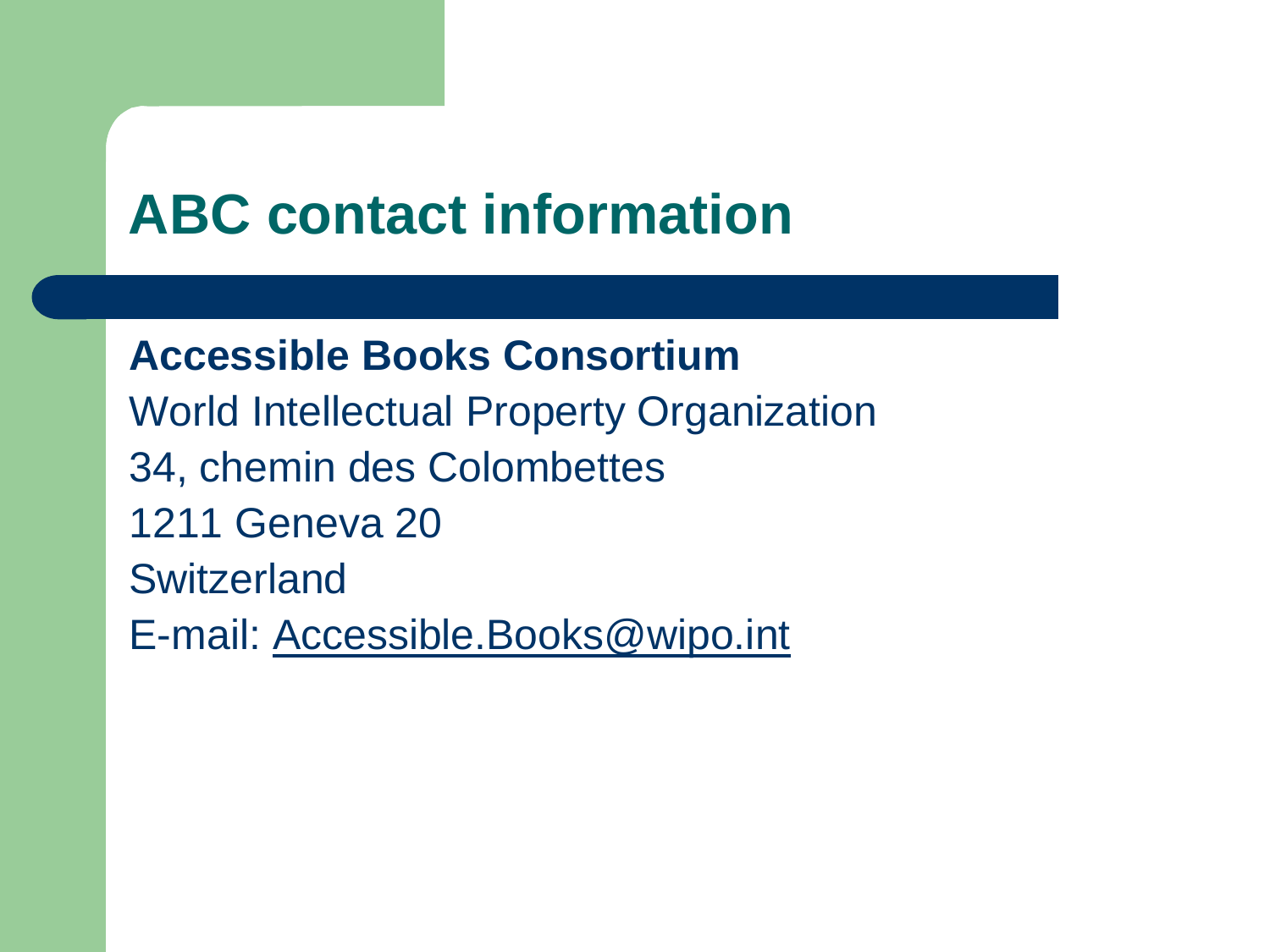# ABC contact information

**Accessible Books Consortium**

World Intellectual Property Organization

34, chemin des Colombettes

1211 Geneva 20

Switzerland

E-mail: Accessible.Books@wipo.int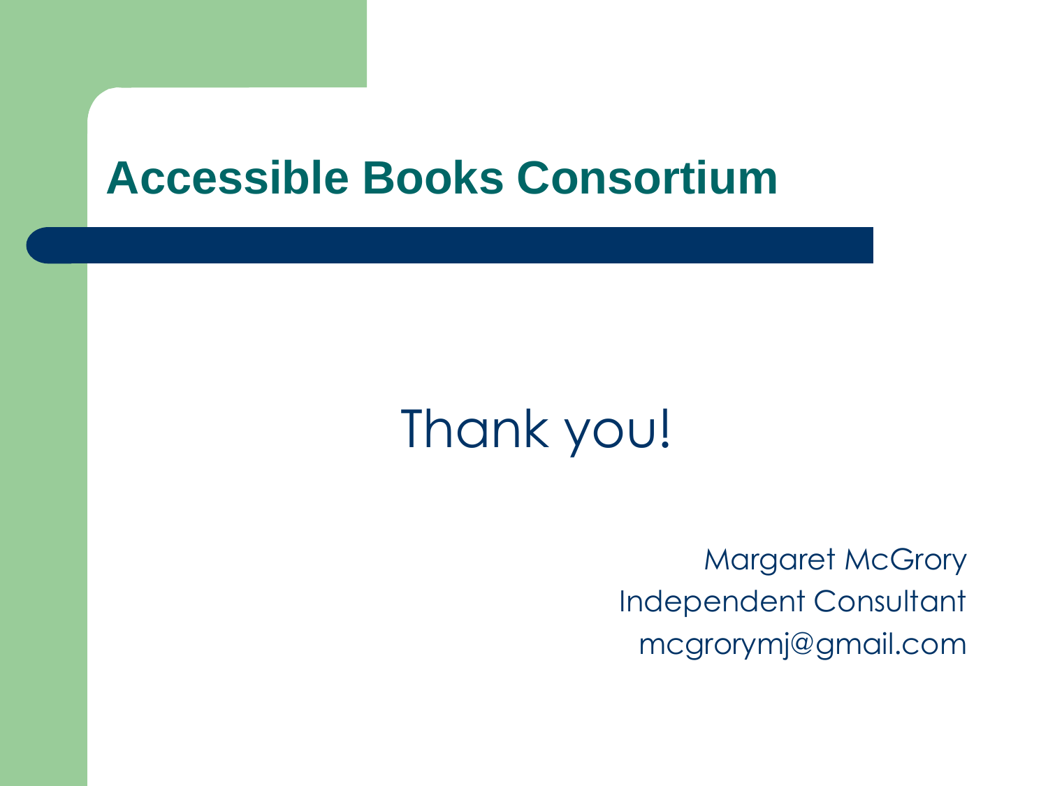# Accessible Books Consortium

Thank you!

Margaret McGrory
Independent Consultant
mcgrorymj@gmail.com